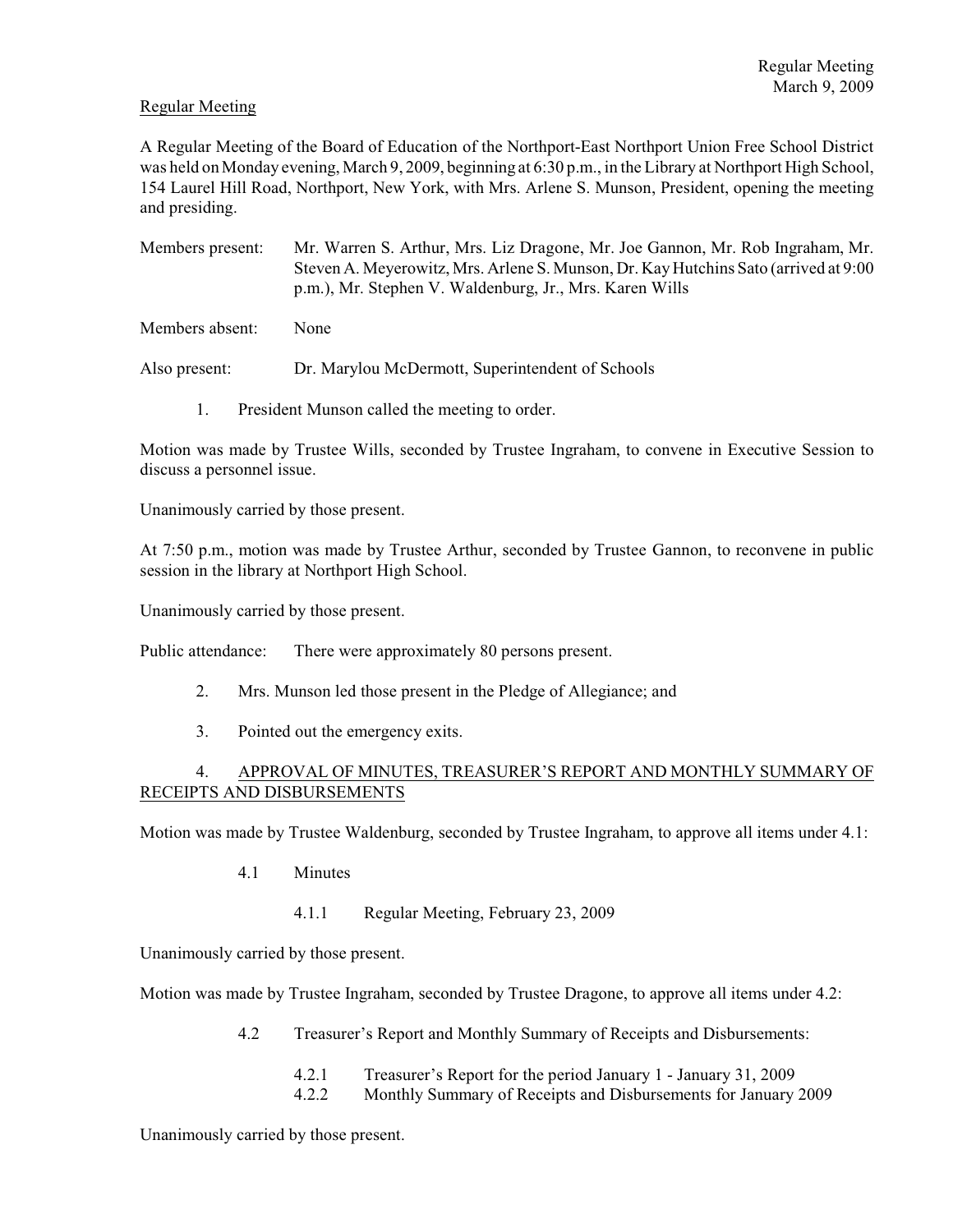Regular Meeting

A Regular Meeting of the Board of Education of the Northport-East Northport Union Free School District was held on Monday evening, March 9, 2009, beginning at 6:30 p.m., in the Library at Northport High School, 154 Laurel Hill Road, Northport, New York, with Mrs. Arlene S. Munson, President, opening the meeting and presiding.

Members present: Mr. Warren S. Arthur, Mrs. Liz Dragone, Mr. Joe Gannon, Mr. Rob Ingraham, Mr. Steven A. Meyerowitz, Mrs. Arlene S. Munson, Dr. Kay Hutchins Sato (arrived at 9:00 p.m.), Mr. Stephen V. Waldenburg, Jr., Mrs. Karen Wills

Members absent: None

Also present: Dr. Marylou McDermott, Superintendent of Schools

1. President Munson called the meeting to order.

Motion was made by Trustee Wills, seconded by Trustee Ingraham, to convene in Executive Session to discuss a personnel issue.

Unanimously carried by those present.

At 7:50 p.m., motion was made by Trustee Arthur, seconded by Trustee Gannon, to reconvene in public session in the library at Northport High School.

Unanimously carried by those present.

Public attendance: There were approximately 80 persons present.

2. Mrs. Munson led those present in the Pledge of Allegiance; and

3. Pointed out the emergency exits.

4. APPROVAL OF MINUTES, TREASURER'S REPORT AND MONTHLY SUMMARY OF RECEIPTS AND DISBURSEMENTS

Motion was made by Trustee Waldenburg, seconded by Trustee Ingraham, to approve all items under 4.1:

4.1 Minutes

4.1.1 Regular Meeting, February 23, 2009

Unanimously carried by those present.

Motion was made by Trustee Ingraham, seconded by Trustee Dragone, to approve all items under 4.2:

4.2 Treasurer's Report and Monthly Summary of Receipts and Disbursements:

4.2.1 Treasurer's Report for the period January 1 - January 31, 2009
4.2.2 Monthly Summary of Receipts and Disbursements for January 2009

Unanimously carried by those present.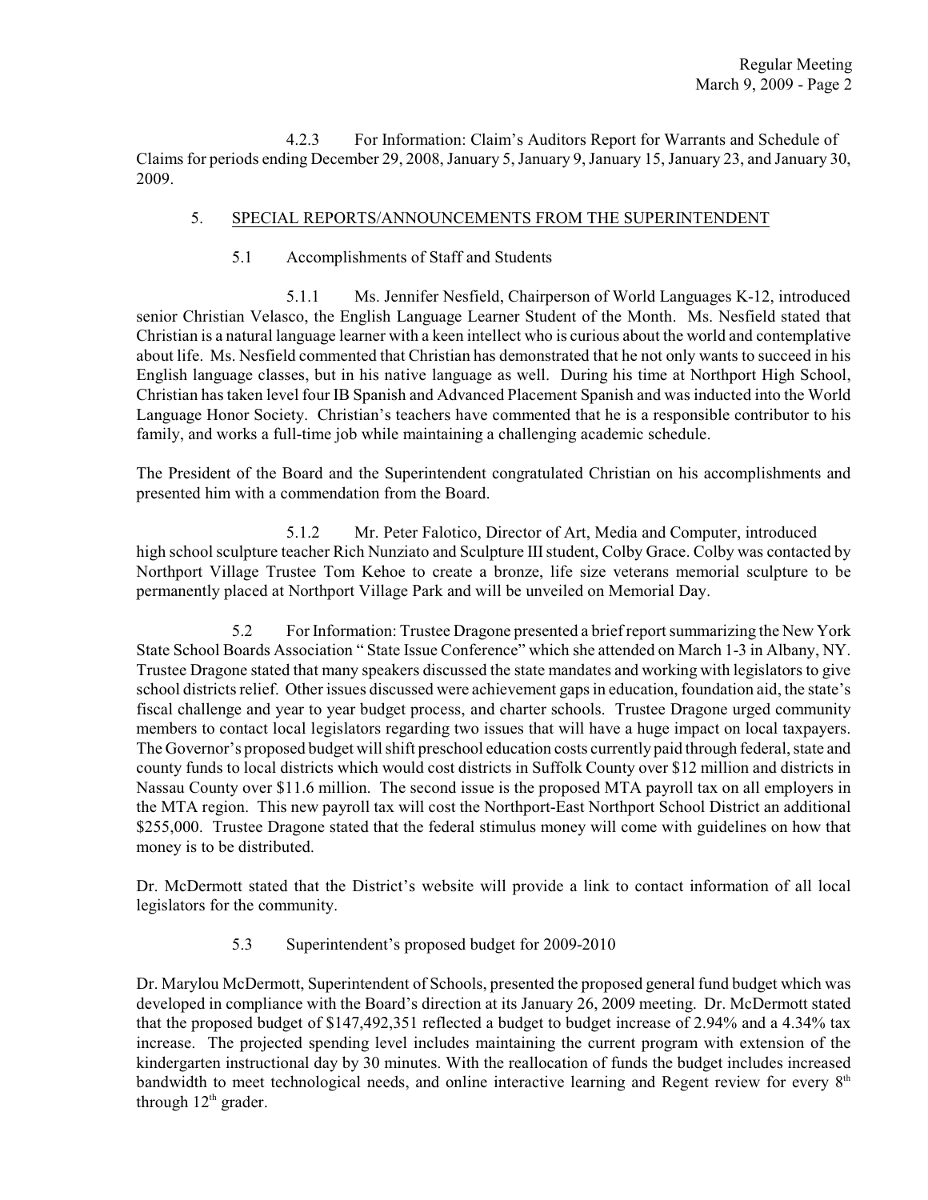4.2.3 For Information: Claim's Auditors Report for Warrants and Schedule of Claims for periods ending December 29, 2008, January 5, January 9, January 15, January 23, and January 30, 2009.

5. SPECIAL REPORTS/ANNOUNCEMENTS FROM THE SUPERINTENDENT

5.1 Accomplishments of Staff and Students

5.1.1 Ms. Jennifer Nesfield, Chairperson of World Languages K-12, introduced senior Christian Velasco, the English Language Learner Student of the Month. Ms. Nesfield stated that Christian is a natural language learner with a keen intellect who is curious about the world and contemplative about life. Ms. Nesfield commented that Christian has demonstrated that he not only wants to succeed in his English language classes, but in his native language as well. During his time at Northport High School, Christian has taken level four IB Spanish and Advanced Placement Spanish and was inducted into the World Language Honor Society. Christian's teachers have commented that he is a responsible contributor to his family, and works a full-time job while maintaining a challenging academic schedule.

The President of the Board and the Superintendent congratulated Christian on his accomplishments and presented him with a commendation from the Board.

5.1.2 Mr. Peter Falotico, Director of Art, Media and Computer, introduced high school sculpture teacher Rich Nunziato and Sculpture III student, Colby Grace. Colby was contacted by Northport Village Trustee Tom Kehoe to create a bronze, life size veterans memorial sculpture to be permanently placed at Northport Village Park and will be unveiled on Memorial Day.

5.2 For Information: Trustee Dragone presented a brief report summarizing the New York State School Boards Association " State Issue Conference" which she attended on March 1-3 in Albany, NY. Trustee Dragone stated that many speakers discussed the state mandates and working with legislators to give school districts relief. Other issues discussed were achievement gaps in education, foundation aid, the state's fiscal challenge and year to year budget process, and charter schools. Trustee Dragone urged community members to contact local legislators regarding two issues that will have a huge impact on local taxpayers. The Governor's proposed budget will shift preschool education costs currently paid through federal, state and county funds to local districts which would cost districts in Suffolk County over $12 million and districts in Nassau County over $11.6 million. The second issue is the proposed MTA payroll tax on all employers in the MTA region. This new payroll tax will cost the Northport-East Northport School District an additional $255,000. Trustee Dragone stated that the federal stimulus money will come with guidelines on how that money is to be distributed.

Dr. McDermott stated that the District's website will provide a link to contact information of all local legislators for the community.

5.3 Superintendent's proposed budget for 2009-2010

Dr. Marylou McDermott, Superintendent of Schools, presented the proposed general fund budget which was developed in compliance with the Board's direction at its January 26, 2009 meeting. Dr. McDermott stated that the proposed budget of $147,492,351 reflected a budget to budget increase of 2.94% and a 4.34% tax increase. The projected spending level includes maintaining the current program with extension of the kindergarten instructional day by 30 minutes. With the reallocation of funds the budget includes increased bandwidth to meet technological needs, and online interactive learning and Regent review for every 8th through 12th grader.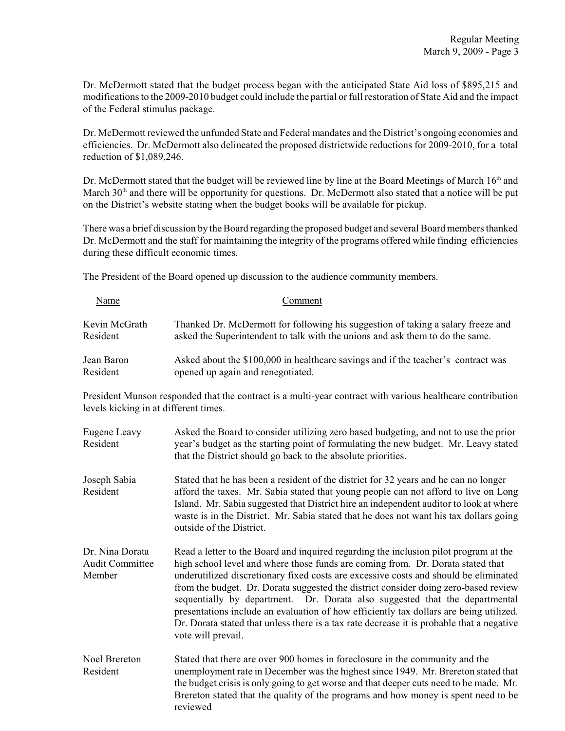Dr. McDermott stated that the budget process began with the anticipated State Aid loss of $895,215 and modifications to the 2009-2010 budget could include the partial or full restoration of State Aid and the impact of the Federal stimulus package.

Dr. McDermott reviewed the unfunded State and Federal mandates and the District's ongoing economies and efficiencies. Dr. McDermott also delineated the proposed districtwide reductions for 2009-2010, for a total reduction of $1,089,246.

Dr. McDermott stated that the budget will be reviewed line by line at the Board Meetings of March 16th and March 30th and there will be opportunity for questions. Dr. McDermott also stated that a notice will be put on the District's website stating when the budget books will be available for pickup.

There was a brief discussion by the Board regarding the proposed budget and several Board members thanked Dr. McDermott and the staff for maintaining the integrity of the programs offered while finding efficiencies during these difficult economic times.

The President of the Board opened up discussion to the audience community members.

| Name | Comment |
|---|---|
| Kevin McGrath<br>Resident | Thanked Dr. McDermott for following his suggestion of taking a salary freeze and asked the Superintendent to talk with the unions and ask them to do the same. |
| Jean Baron<br>Resident | Asked about the $100,000 in healthcare savings and if the teacher's contract was opened up again and renegotiated. |

President Munson responded that the contract is a multi-year contract with various healthcare contribution levels kicking in at different times.

| Name | Comment |
|---|---|
| Eugene Leavy<br>Resident | Asked the Board to consider utilizing zero based budgeting, and not to use the prior year's budget as the starting point of formulating the new budget. Mr. Leavy stated that the District should go back to the absolute priorities. |
| Joseph Sabia<br>Resident | Stated that he has been a resident of the district for 32 years and he can no longer afford the taxes. Mr. Sabia stated that young people can not afford to live on Long Island. Mr. Sabia suggested that District hire an independent auditor to look at where waste is in the District. Mr. Sabia stated that he does not want his tax dollars going outside of the District. |
| Dr. Nina Dorata<br>Audit Committee Member | Read a letter to the Board and inquired regarding the inclusion pilot program at the high school level and where those funds are coming from. Dr. Dorata stated that underutilized discretionary fixed costs are excessive costs and should be eliminated from the budget. Dr. Dorata suggested the district consider doing zero-based review sequentially by department. Dr. Dorata also suggested that the departmental presentations include an evaluation of how efficiently tax dollars are being utilized. Dr. Dorata stated that unless there is a tax rate decrease it is probable that a negative vote will prevail. |
| Noel Brereton<br>Resident | Stated that there are over 900 homes in foreclosure in the community and the unemployment rate in December was the highest since 1949. Mr. Brereton stated that the budget crisis is only going to get worse and that deeper cuts need to be made. Mr. Brereton stated that the quality of the programs and how money is spent need to be reviewed |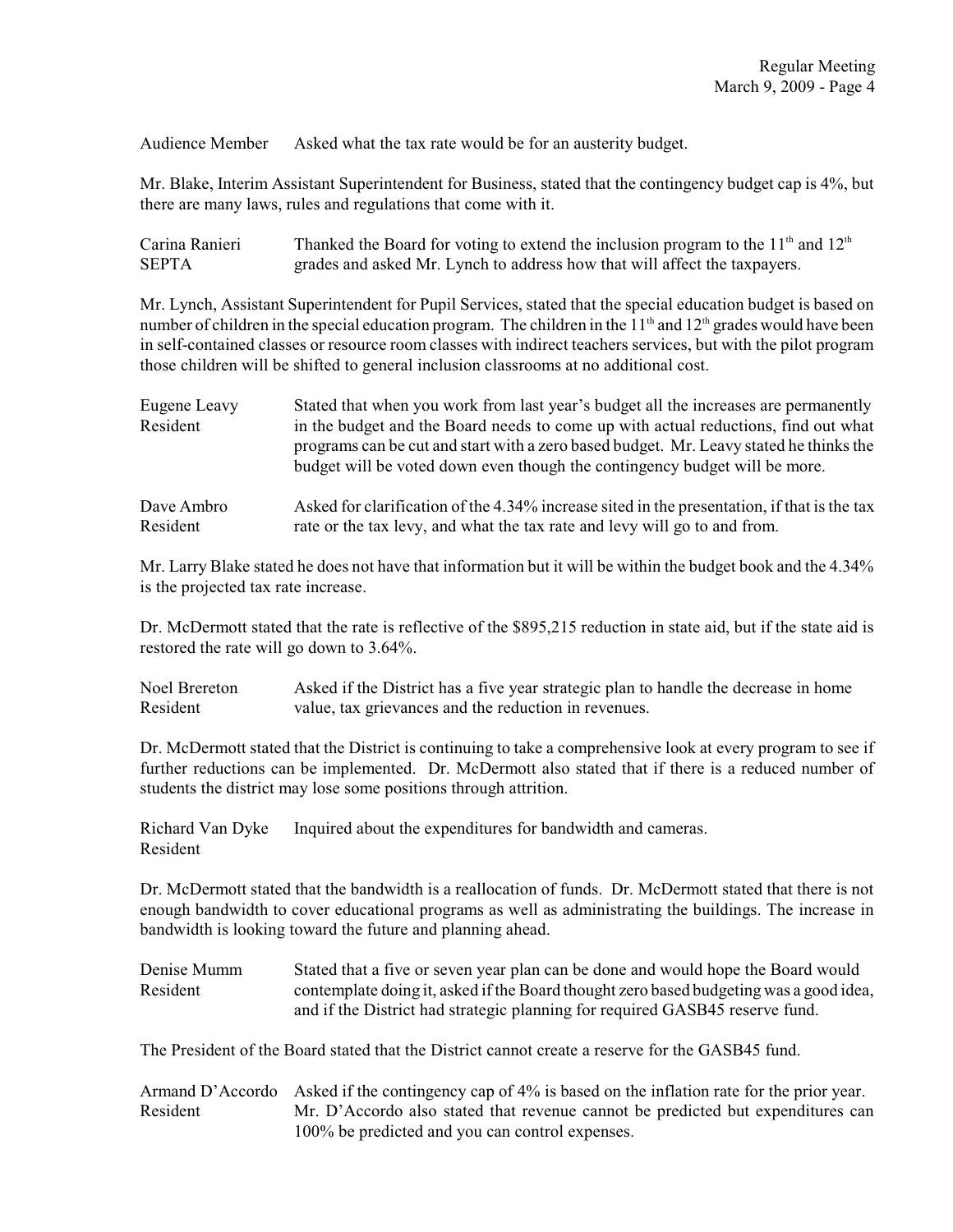Audience Member Asked what the tax rate would be for an austerity budget.

Mr. Blake, Interim Assistant Superintendent for Business, stated that the contingency budget cap is 4%, but there are many laws, rules and regulations that come with it.

Carina Ranieri
SEPTA
Thanked the Board for voting to extend the inclusion program to the 11th and 12th grades and asked Mr. Lynch to address how that will affect the taxpayers.

Mr. Lynch, Assistant Superintendent for Pupil Services, stated that the special education budget is based on number of children in the special education program. The children in the 11th and 12th grades would have been in self-contained classes or resource room classes with indirect teachers services, but with the pilot program those children will be shifted to general inclusion classrooms at no additional cost.

Eugene Leavy
Resident
Stated that when you work from last year's budget all the increases are permanently in the budget and the Board needs to come up with actual reductions, find out what programs can be cut and start with a zero based budget. Mr. Leavy stated he thinks the budget will be voted down even though the contingency budget will be more.

Dave Ambro
Resident
Asked for clarification of the 4.34% increase sited in the presentation, if that is the tax rate or the tax levy, and what the tax rate and levy will go to and from.

Mr. Larry Blake stated he does not have that information but it will be within the budget book and the 4.34% is the projected tax rate increase.

Dr. McDermott stated that the rate is reflective of the $895,215 reduction in state aid, but if the state aid is restored the rate will go down to 3.64%.

Noel Brereton
Resident
Asked if the District has a five year strategic plan to handle the decrease in home value, tax grievances and the reduction in revenues.

Dr. McDermott stated that the District is continuing to take a comprehensive look at every program to see if further reductions can be implemented. Dr. McDermott also stated that if there is a reduced number of students the district may lose some positions through attrition.

Richard Van Dyke
Resident
Inquired about the expenditures for bandwidth and cameras.

Dr. McDermott stated that the bandwidth is a reallocation of funds. Dr. McDermott stated that there is not enough bandwidth to cover educational programs as well as administrating the buildings. The increase in bandwidth is looking toward the future and planning ahead.

Denise Mumm
Resident
Stated that a five or seven year plan can be done and would hope the Board would contemplate doing it, asked if the Board thought zero based budgeting was a good idea, and if the District had strategic planning for required GASB45 reserve fund.

The President of the Board stated that the District cannot create a reserve for the GASB45 fund.

Armand D'Accordo
Resident
Asked if the contingency cap of 4% is based on the inflation rate for the prior year. Mr. D'Accordo also stated that revenue cannot be predicted but expenditures can 100% be predicted and you can control expenses.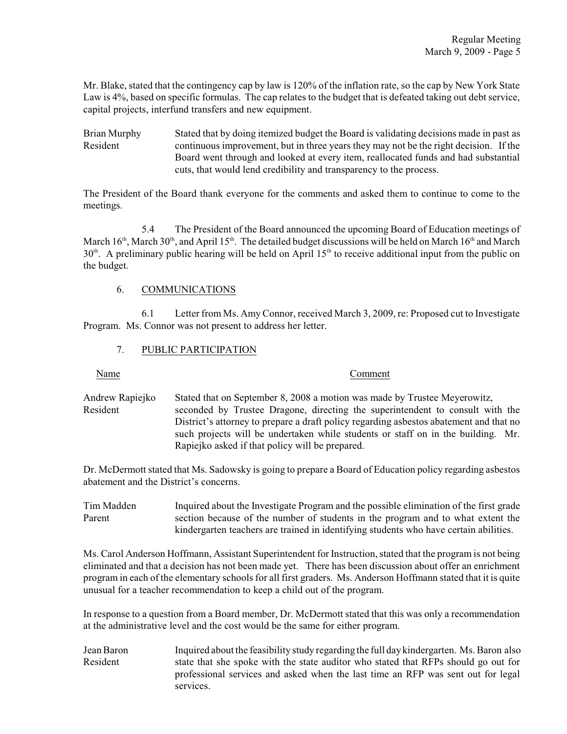Mr. Blake, stated that the contingency cap by law is 120% of the inflation rate, so the cap by New York State Law is 4%, based on specific formulas. The cap relates to the budget that is defeated taking out debt service, capital projects, interfund transfers and new equipment.

Brian Murphy
Resident

Stated that by doing itemized budget the Board is validating decisions made in past as continuous improvement, but in three years they may not be the right decision. If the Board went through and looked at every item, reallocated funds and had substantial cuts, that would lend credibility and transparency to the process.

The President of the Board thank everyone for the comments and asked them to continue to come to the meetings.

5.4 The President of the Board announced the upcoming Board of Education meetings of March 16th, March 30th, and April 15th. The detailed budget discussions will be held on March 16th and March 30th. A preliminary public hearing will be held on April 15th to receive additional input from the public on the budget.

6. COMMUNICATIONS

6.1 Letter from Ms. Amy Connor, received March 3, 2009, re: Proposed cut to Investigate Program. Ms. Connor was not present to address her letter.

7. PUBLIC PARTICIPATION

Name | Comment

Andrew Rapiejko
Resident

Stated that on September 8, 2008 a motion was made by Trustee Meyerowitz, seconded by Trustee Dragone, directing the superintendent to consult with the District's attorney to prepare a draft policy regarding asbestos abatement and that no such projects will be undertaken while students or staff on in the building. Mr. Rapiejko asked if that policy will be prepared.

Dr. McDermott stated that Ms. Sadowsky is going to prepare a Board of Education policy regarding asbestos abatement and the District's concerns.

Tim Madden
Parent

Inquired about the Investigate Program and the possible elimination of the first grade section because of the number of students in the program and to what extent the kindergarten teachers are trained in identifying students who have certain abilities.

Ms. Carol Anderson Hoffmann, Assistant Superintendent for Instruction, stated that the program is not being eliminated and that a decision has not been made yet. There has been discussion about offer an enrichment program in each of the elementary schools for all first graders. Ms. Anderson Hoffmann stated that it is quite unusual for a teacher recommendation to keep a child out of the program.

In response to a question from a Board member, Dr. McDermott stated that this was only a recommendation at the administrative level and the cost would be the same for either program.

Jean Baron
Resident

Inquired about the feasibility study regarding the full day kindergarten. Ms. Baron also state that she spoke with the state auditor who stated that RFPs should go out for professional services and asked when the last time an RFP was sent out for legal services.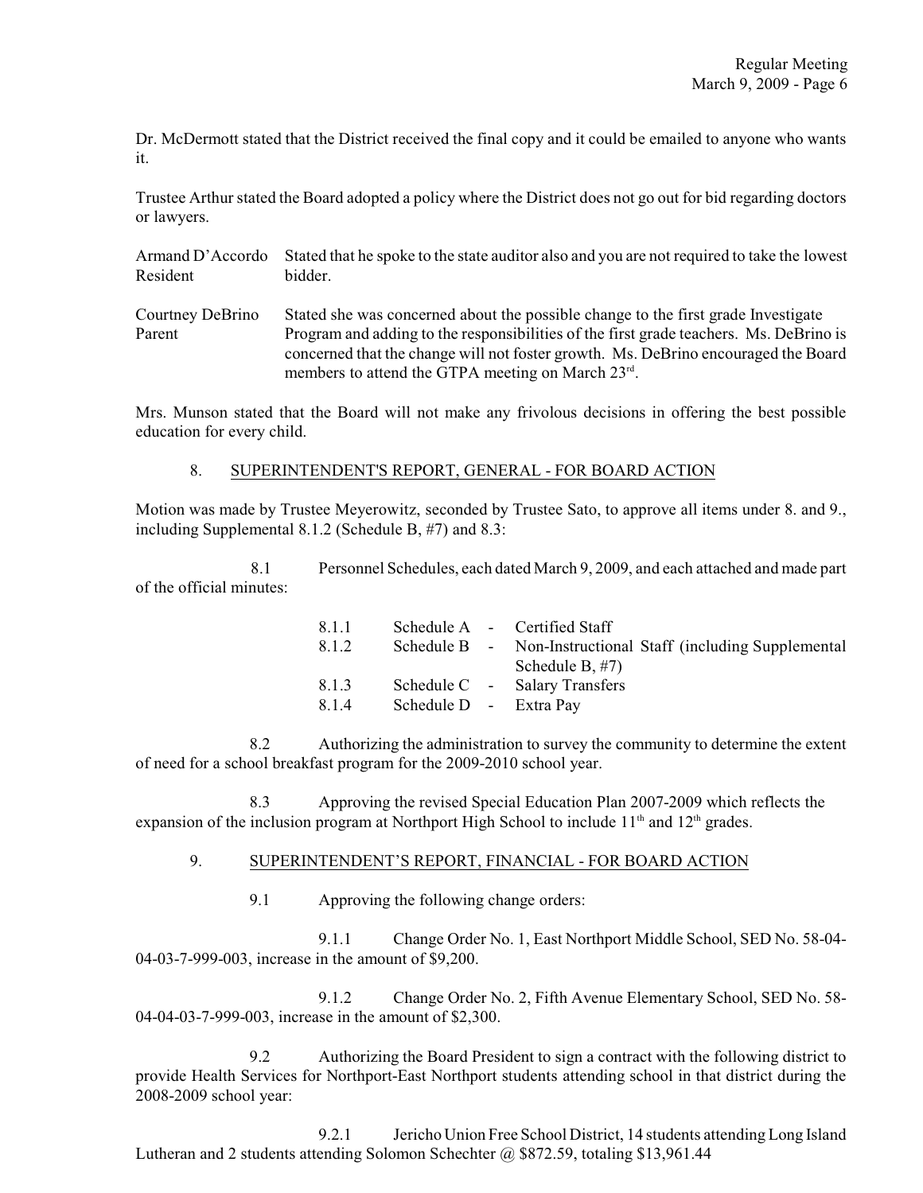Dr. McDermott stated that the District received the final copy and it could be emailed to anyone who wants it.

Trustee Arthur stated the Board adopted a policy where the District does not go out for bid regarding doctors or lawyers.

| | |
|---|---|
| Armand D'Accordo<br>Resident | Stated that he spoke to the state auditor also and you are not required to take the lowest bidder. |
| Courtney DeBrino<br>Parent | Stated she was concerned about the possible change to the first grade Investigate Program and adding to the responsibilities of the first grade teachers. Ms. DeBrino is concerned that the change will not foster growth. Ms. DeBrino encouraged the Board members to attend the GTPA meeting on March 23rd. |

Mrs. Munson stated that the Board will not make any frivolous decisions in offering the best possible education for every child.

8. SUPERINTENDENT'S REPORT, GENERAL - FOR BOARD ACTION

Motion was made by Trustee Meyerowitz, seconded by Trustee Sato, to approve all items under 8. and 9., including Supplemental 8.1.2 (Schedule B, #7) and 8.3:

8.1 Personnel Schedules, each dated March 9, 2009, and each attached and made part of the official minutes:

| | | | |
|---|---|---|---|
| 8.1.1 | Schedule A | - | Certified Staff |
| 8.1.2 | Schedule B | - | Non-Instructional Staff (including Supplemental Schedule B, #7) |
| 8.1.3 | Schedule C | - | Salary Transfers |
| 8.1.4 | Schedule D | - | Extra Pay |

8.2 Authorizing the administration to survey the community to determine the extent of need for a school breakfast program for the 2009-2010 school year.

8.3 Approving the revised Special Education Plan 2007-2009 which reflects the expansion of the inclusion program at Northport High School to include 11th and 12th grades.

9. SUPERINTENDENT'S REPORT, FINANCIAL - FOR BOARD ACTION

9.1 Approving the following change orders:

9.1.1 Change Order No. 1, East Northport Middle School, SED No. 58-04-04-03-7-999-003, increase in the amount of $9,200.

9.1.2 Change Order No. 2, Fifth Avenue Elementary School, SED No. 58-04-04-03-7-999-003, increase in the amount of $2,300.

9.2 Authorizing the Board President to sign a contract with the following district to provide Health Services for Northport-East Northport students attending school in that district during the 2008-2009 school year:

9.2.1 Jericho Union Free School District, 14 students attending Long Island Lutheran and 2 students attending Solomon Schechter @ $872.59, totaling $13,961.44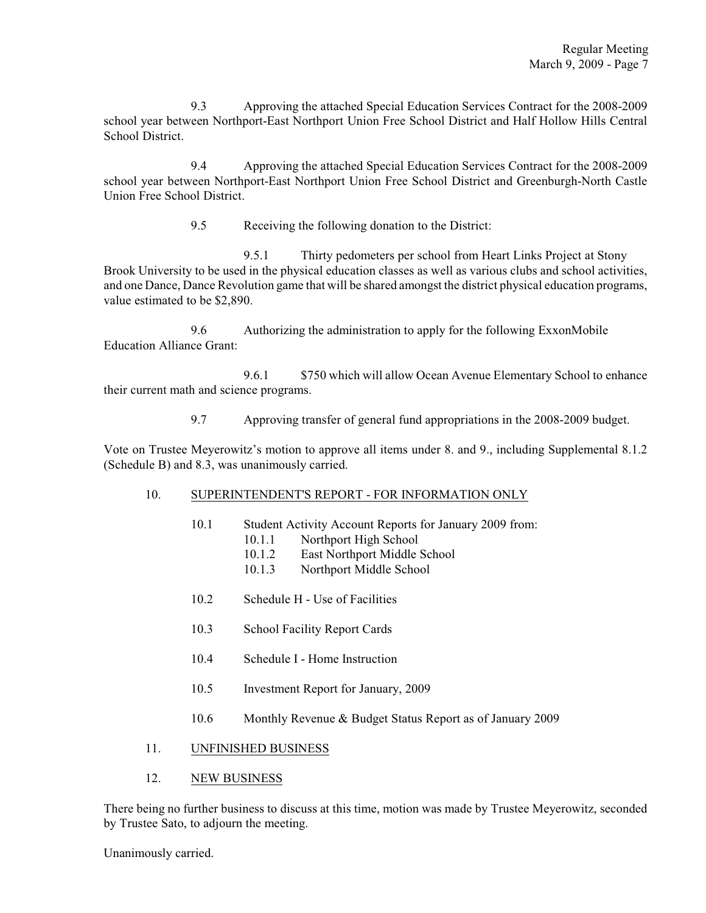9.3 Approving the attached Special Education Services Contract for the 2008-2009 school year between Northport-East Northport Union Free School District and Half Hollow Hills Central School District.

9.4 Approving the attached Special Education Services Contract for the 2008-2009 school year between Northport-East Northport Union Free School District and Greenburgh-North Castle Union Free School District.

9.5 Receiving the following donation to the District:

9.5.1 Thirty pedometers per school from Heart Links Project at Stony Brook University to be used in the physical education classes as well as various clubs and school activities, and one Dance, Dance Revolution game that will be shared amongst the district physical education programs, value estimated to be $2,890.

9.6 Authorizing the administration to apply for the following ExxonMobile Education Alliance Grant:

9.6.1 $750 which will allow Ocean Avenue Elementary School to enhance their current math and science programs.

9.7 Approving transfer of general fund appropriations in the 2008-2009 budget.

Vote on Trustee Meyerowitz's motion to approve all items under 8. and 9., including Supplemental 8.1.2 (Schedule B) and 8.3, was unanimously carried.

10. <u>SUPERINTENDENT'S REPORT - FOR INFORMATION ONLY</u>

- 10.1 Student Activity Account Reports for January 2009 from:
  - 10.1.1 Northport High School
  - 10.1.2 East Northport Middle School
  - 10.1.3 Northport Middle School
- 10.2 Schedule H - Use of Facilities
- 10.3 School Facility Report Cards
- 10.4 Schedule I - Home Instruction
- 10.5 Investment Report for January, 2009
- 10.6 Monthly Revenue & Budget Status Report as of January 2009

11. <u>UNFINISHED BUSINESS</u>

12. <u>NEW BUSINESS</u>

There being no further business to discuss at this time, motion was made by Trustee Meyerowitz, seconded by Trustee Sato, to adjourn the meeting.

Unanimously carried.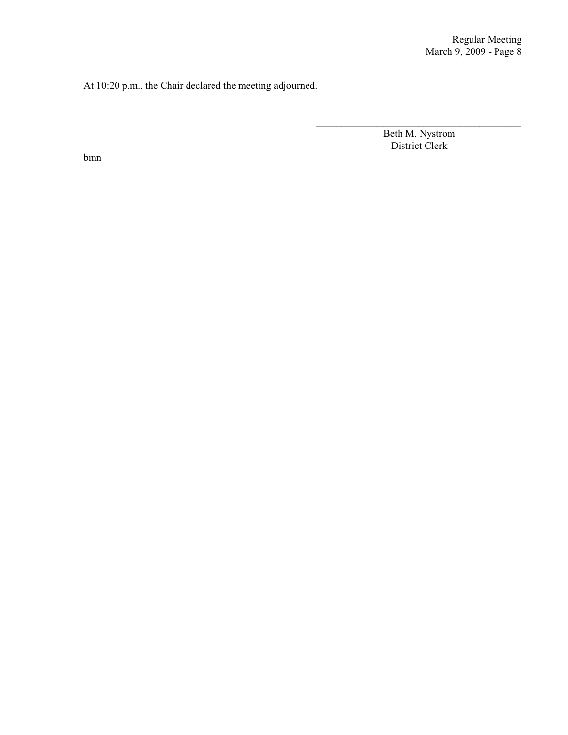At 10:20 p.m., the Chair declared the meeting adjourned.

\_\_\_\_\_\_\_\_\_\_\_\_\_\_\_\_\_\_\_\_\_\_\_\_\_\_\_\_\_\_\_\_\_\_\_\_\_\_\_\_

Beth M. Nystrom
District Clerk

bmn